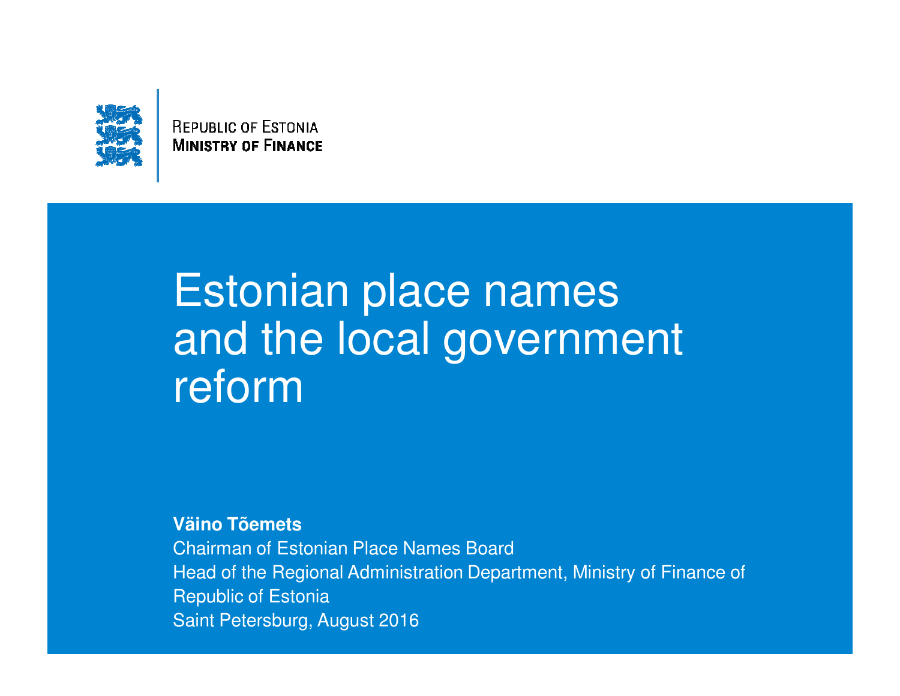REPUBLIC OF ESTONIA
**MINISTRY OF FINANCE**

# Estonian place names and the local government reform

**Väino Tõemets**
Chairman of Estonian Place Names Board
Head of the Regional Administration Department, Ministry of Finance of Republic of Estonia
Saint Petersburg, August 2016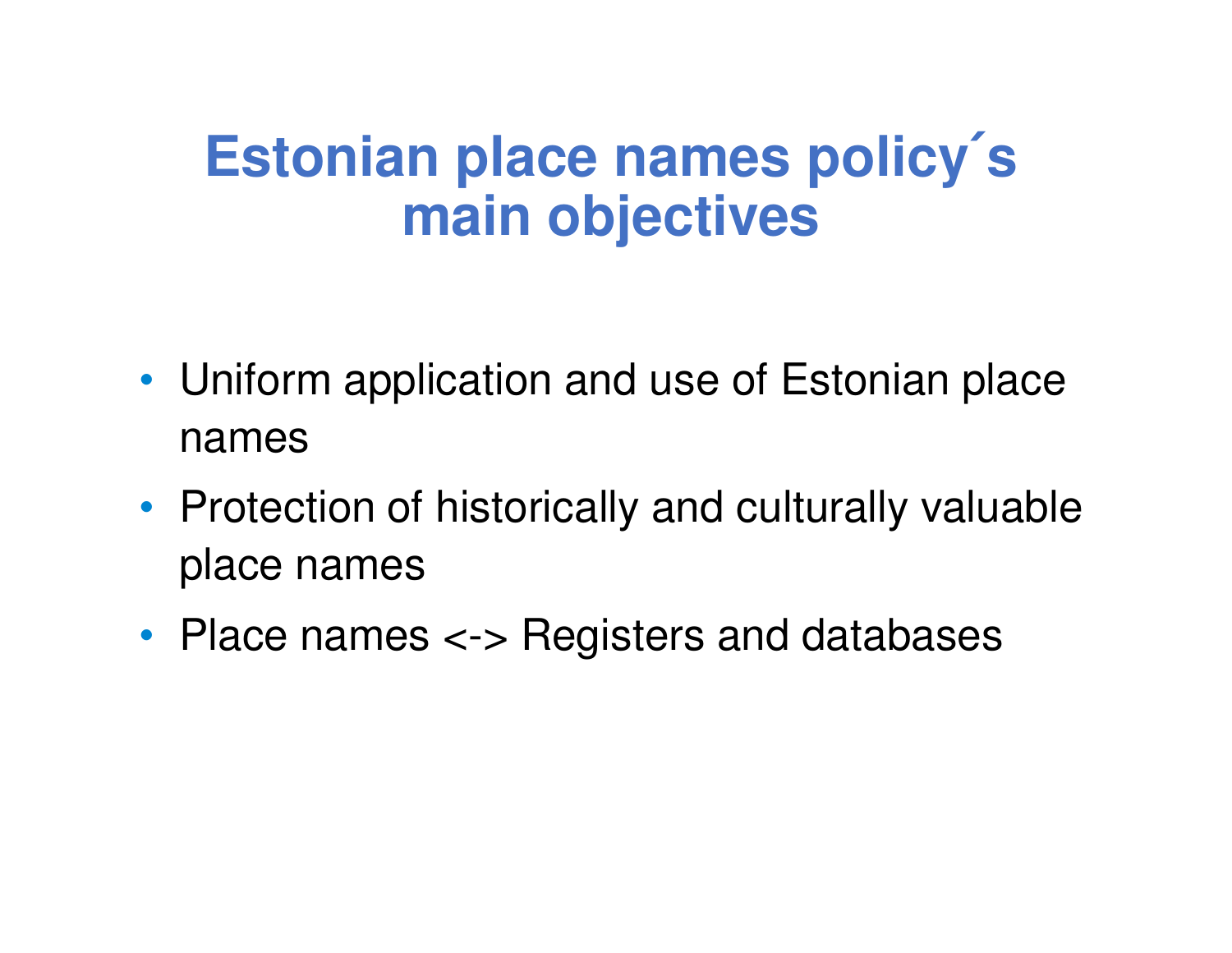# Estonian place names policy´s main objectives

- Uniform application and use of Estonian place names
- Protection of historically and culturally valuable place names
- Place names <-> Registers and databases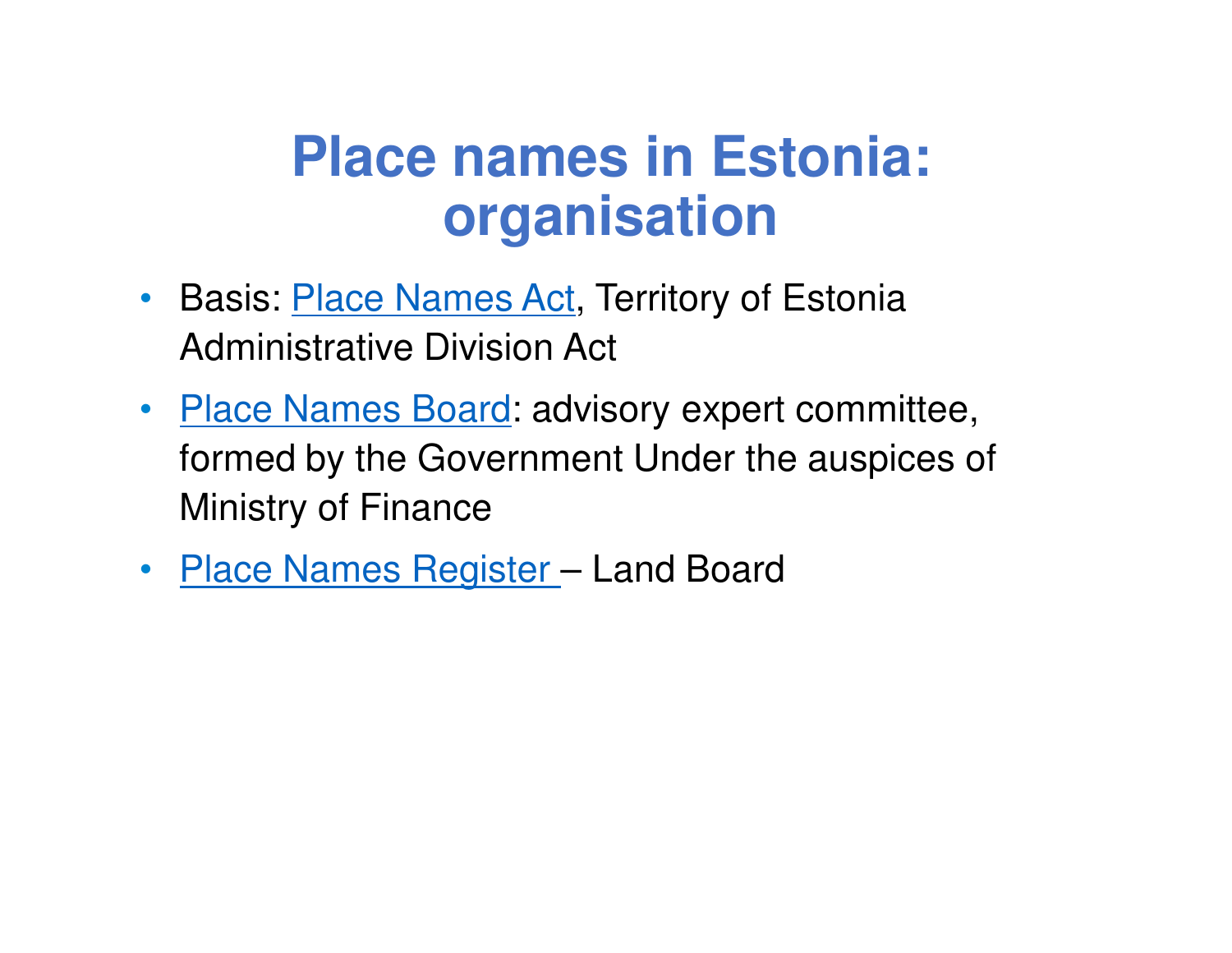# Place names in Estonia: organisation

- Basis: Place Names Act, Territory of Estonia Administrative Division Act
- Place Names Board: advisory expert committee, formed by the Government Under the auspices of Ministry of Finance
- Place Names Register – Land Board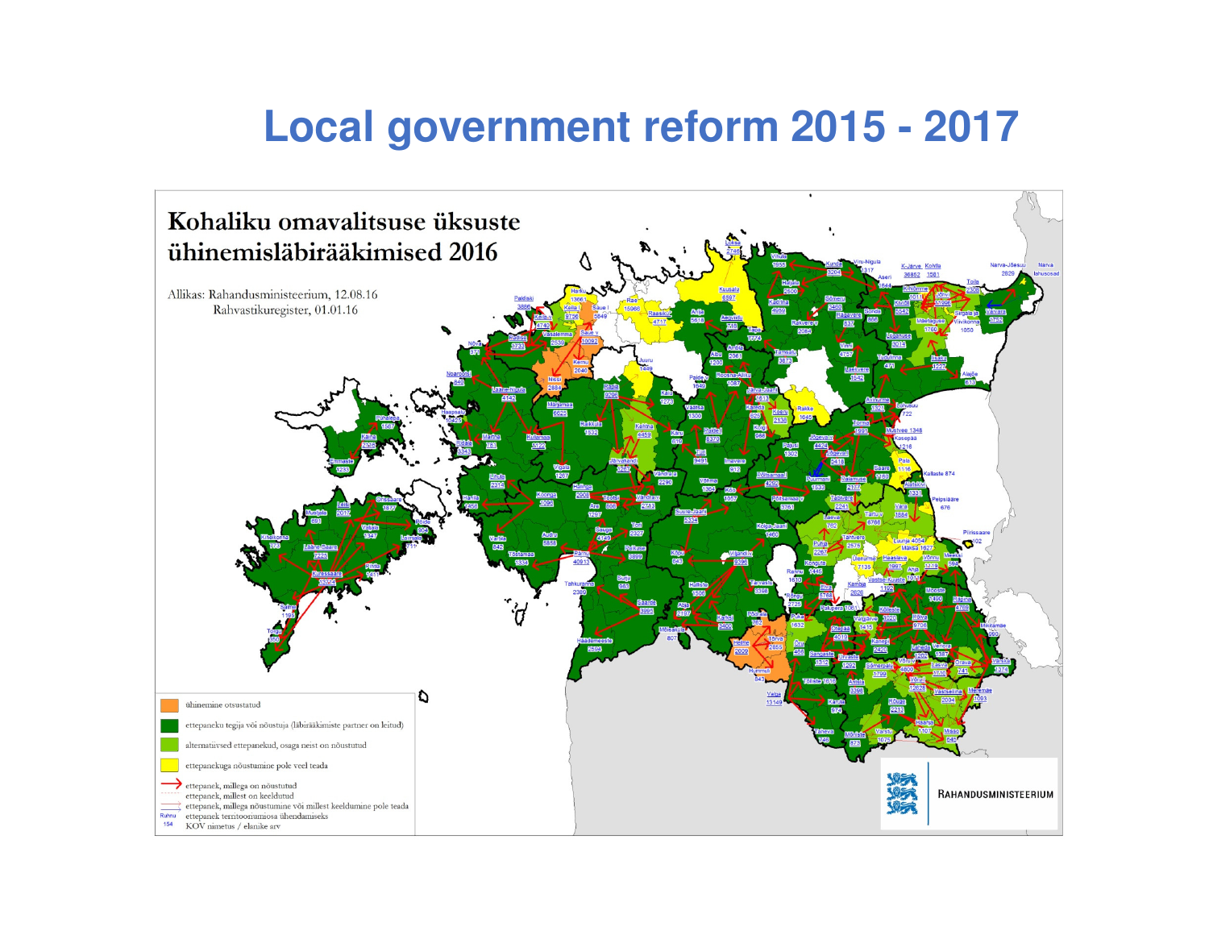# Local government reform 2015 - 2017

Kohaliku omavalitsuse üksuste ühinemisläbirääkimised 2016

Allikas: Rahandusministeerium, 12.08.16
Rahvastikuregister, 01.01.16

ühinemine otsustatud

ettepaneku tegija või nõustuja (läbirääkimiste partner on leitud)

alternatiivsed ettepanekud, osaga neist on nõustutud

ettepanekuga nõustumine pole veel teada

ettepanek, millega on nõustutud

ettepanek, millest on keeldutud

ettepanek, millega nõustumine või millest keeldumine pole teada

ettepanek territooriumiosa ühendamiseks

Ruhnu 154 KOV nimetus / elanike arv

RAHANDUSMINISTEERIUM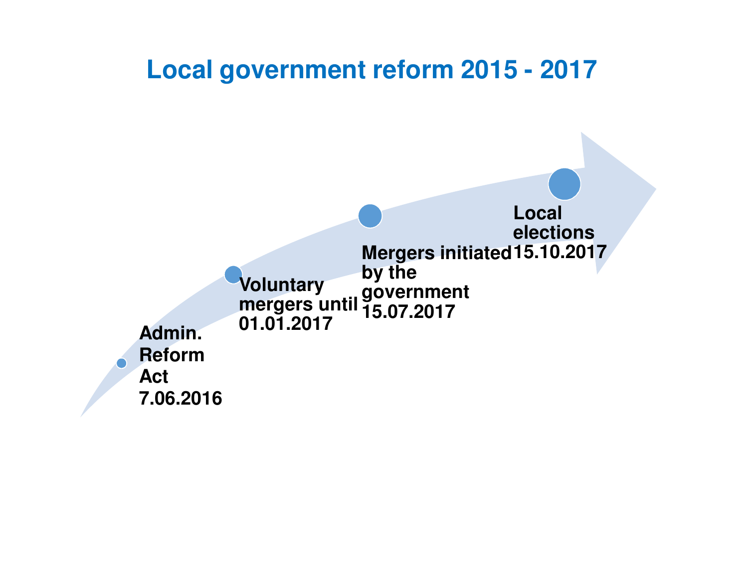# Local government reform 2015 - 2017

- **Admin. Reform Act 7.06.2016**
- **Voluntary mergers until 01.01.2017**
- **Mergers initiated by the government 15.07.2017**
- **Local elections 15.10.2017**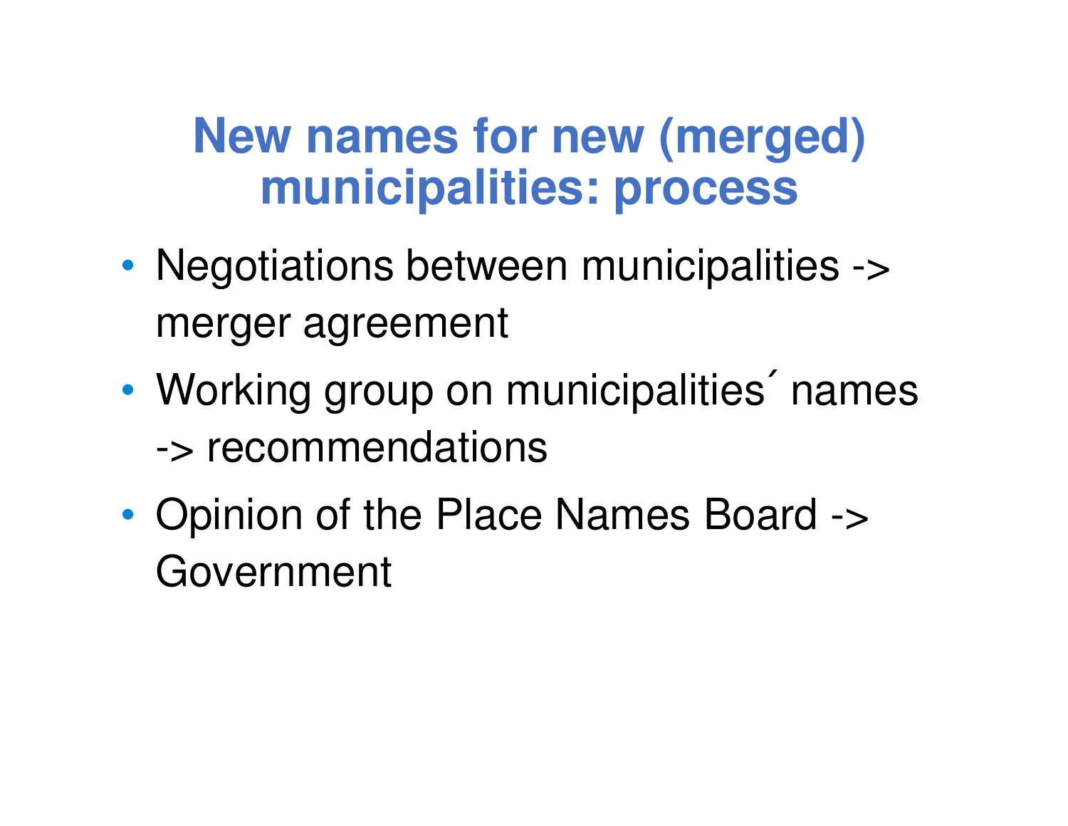# New names for new (merged) municipalities: process

- Negotiations between municipalities -> merger agreement
- Working group on municipalities´ names -> recommendations
- Opinion of the Place Names Board -> Government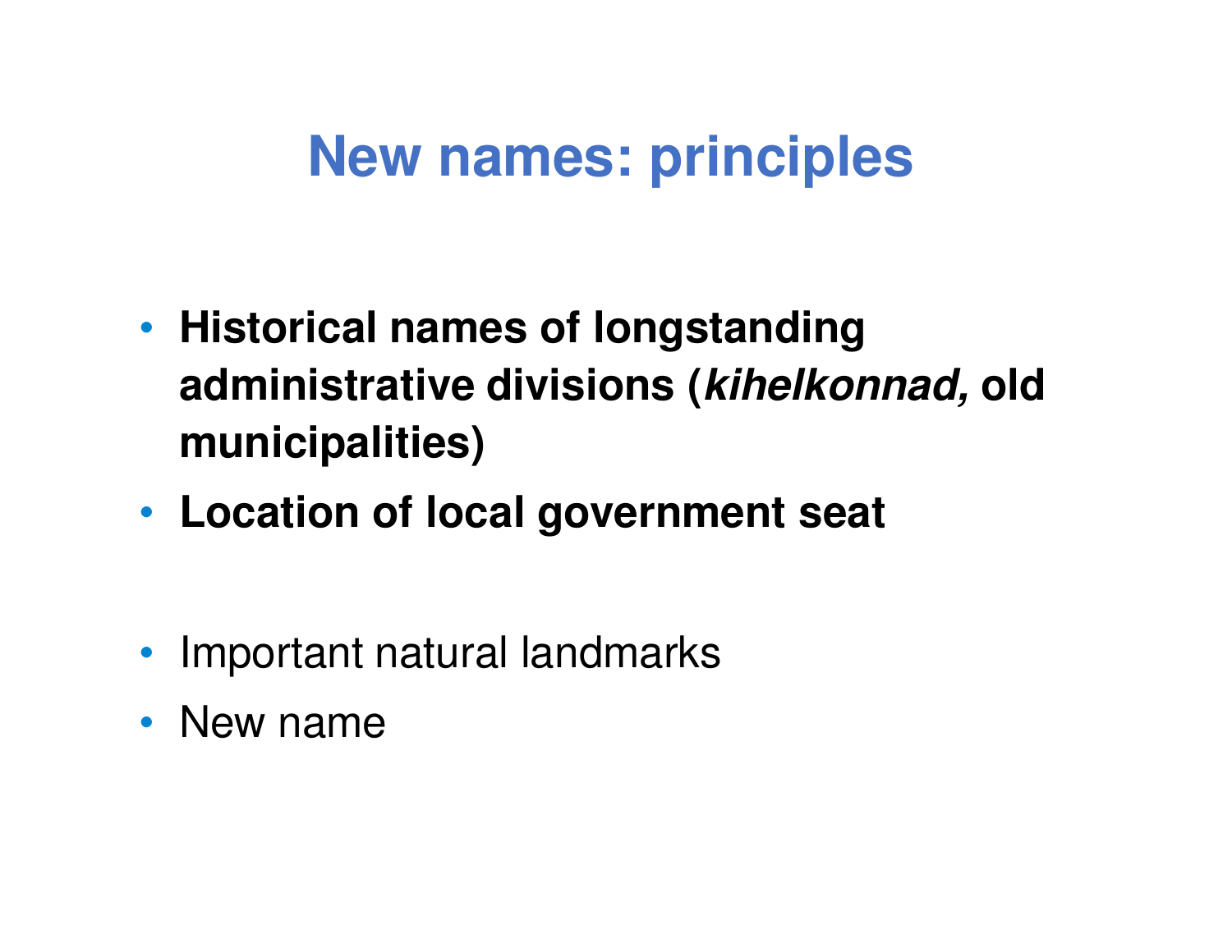# New names: principles

- **Historical names of longstanding administrative divisions (*kihelkonnad,* old municipalities)**
- **Location of local government seat**

- Important natural landmarks
- New name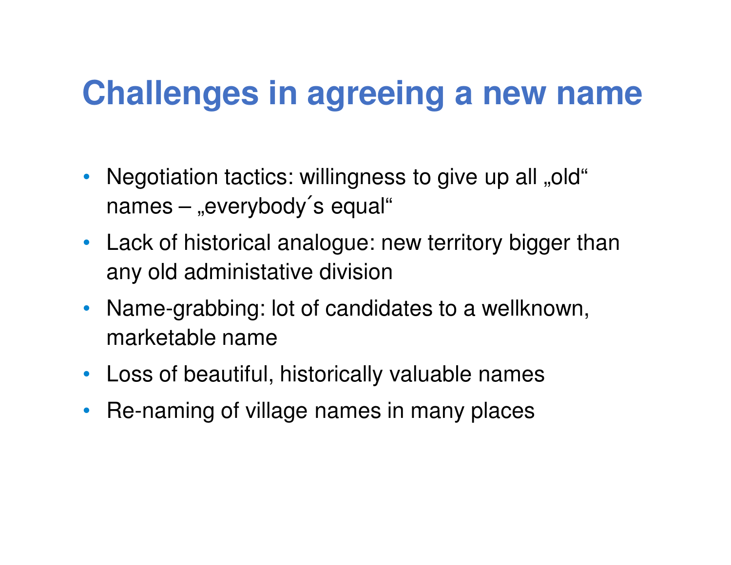# Challenges in agreeing a new name

- Negotiation tactics: willingness to give up all „old“ names – „everybody´s equal“
- Lack of historical analogue: new territory bigger than any old administative division
- Name-grabbing: lot of candidates to a wellknown, marketable name
- Loss of beautiful, historically valuable names
- Re-naming of village names in many places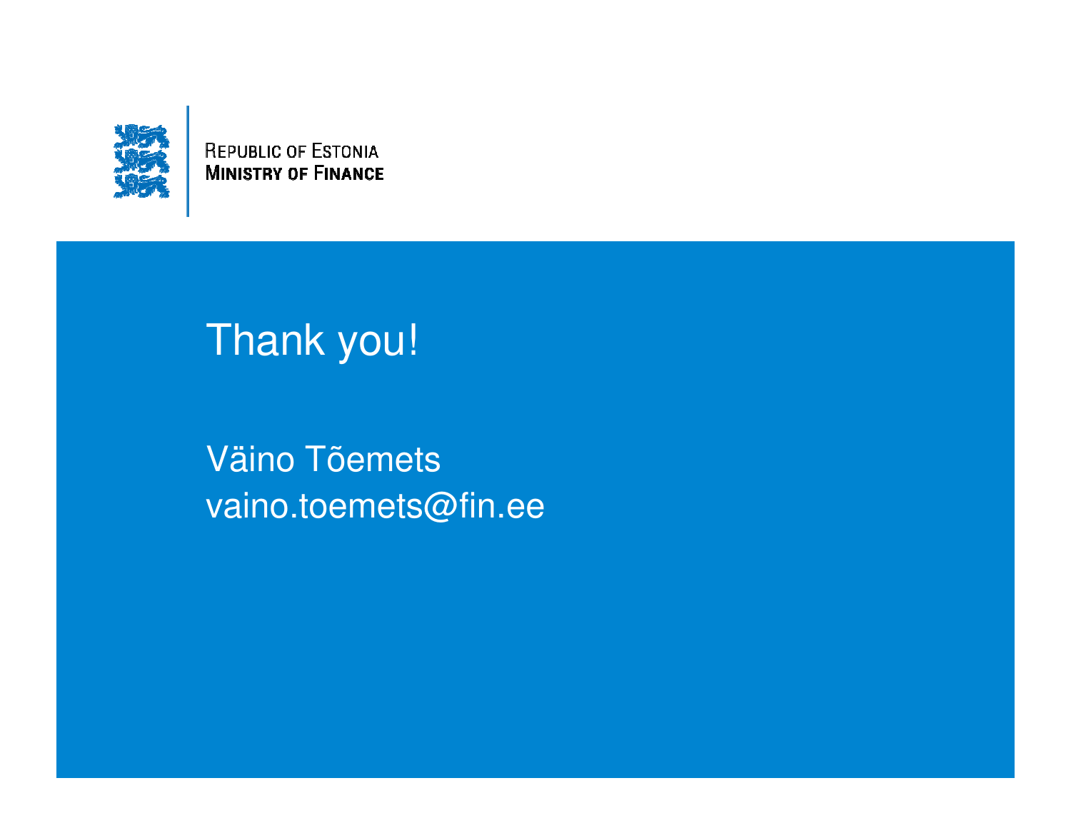Republic of Estonia
Ministry of Finance

# Thank you!

Väino Tõemets
vaino.toemets@fin.ee